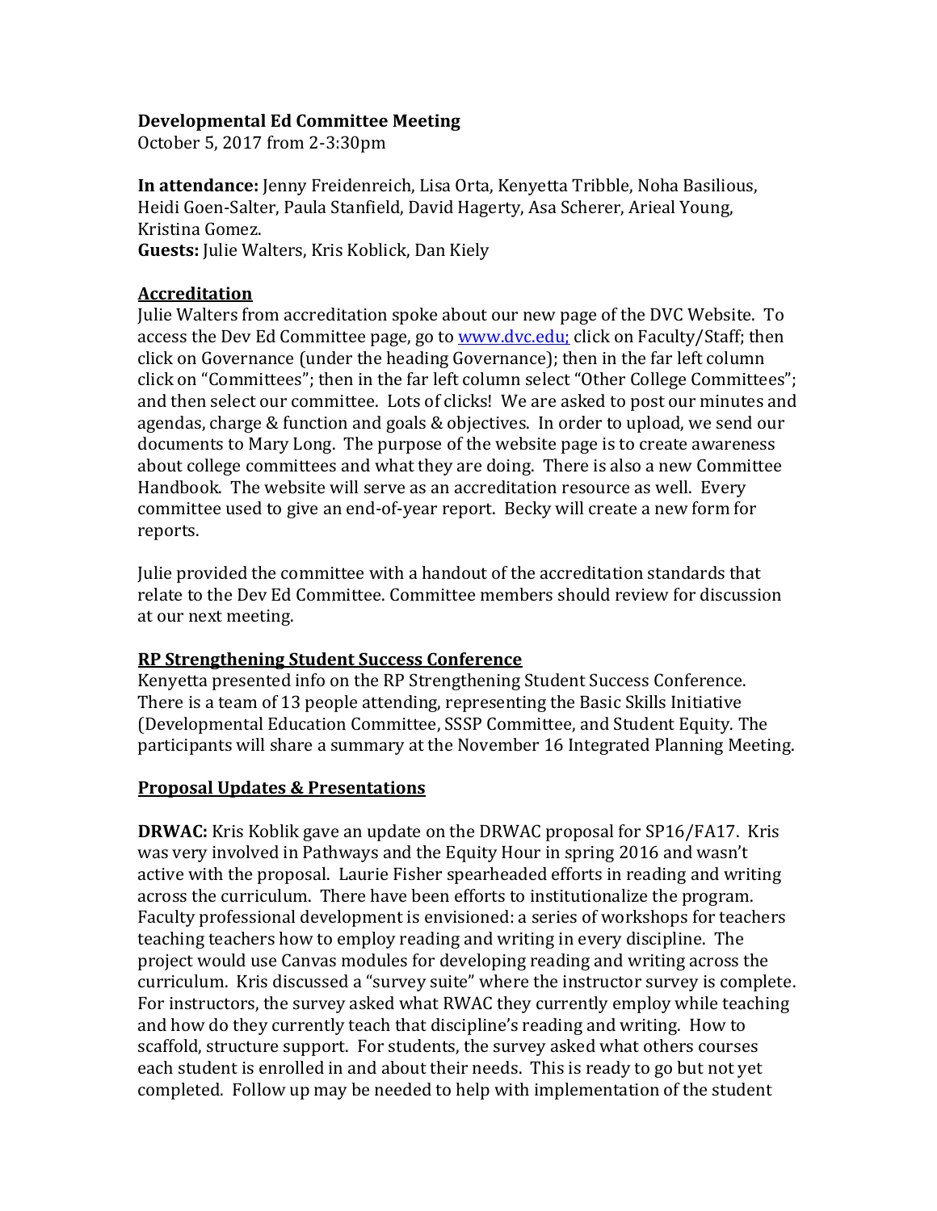**Developmental Ed Committee Meeting**
October 5, 2017 from 2-3:30pm

**In attendance:** Jenny Freidenreich, Lisa Orta, Kenyetta Tribble, Noha Basilious, Heidi Goen-Salter, Paula Stanfield, David Hagerty, Asa Scherer, Arieal Young, Kristina Gomez.
**Guests:** Julie Walters, Kris Koblick, Dan Kiely

**Accreditation**

Julie Walters from accreditation spoke about our new page of the DVC Website. To access the Dev Ed Committee page, go to [www.dvc.edu;](http://www.dvc.edu) click on Faculty/Staff; then click on Governance (under the heading Governance); then in the far left column click on "Committees"; then in the far left column select "Other College Committees"; and then select our committee. Lots of clicks! We are asked to post our minutes and agendas, charge & function and goals & objectives. In order to upload, we send our documents to Mary Long. The purpose of the website page is to create awareness about college committees and what they are doing. There is also a new Committee Handbook. The website will serve as an accreditation resource as well. Every committee used to give an end-of-year report. Becky will create a new form for reports.

Julie provided the committee with a handout of the accreditation standards that relate to the Dev Ed Committee. Committee members should review for discussion at our next meeting.

**RP Strengthening Student Success Conference**

Kenyetta presented info on the RP Strengthening Student Success Conference. There is a team of 13 people attending, representing the Basic Skills Initiative (Developmental Education Committee, SSSP Committee, and Student Equity. The participants will share a summary at the November 16 Integrated Planning Meeting.

**Proposal Updates & Presentations**

**DRWAC:** Kris Koblik gave an update on the DRWAC proposal for SP16/FA17. Kris was very involved in Pathways and the Equity Hour in spring 2016 and wasn't active with the proposal. Laurie Fisher spearheaded efforts in reading and writing across the curriculum. There have been efforts to institutionalize the program. Faculty professional development is envisioned: a series of workshops for teachers teaching teachers how to employ reading and writing in every discipline. The project would use Canvas modules for developing reading and writing across the curriculum. Kris discussed a "survey suite" where the instructor survey is complete. For instructors, the survey asked what RWAC they currently employ while teaching and how do they currently teach that discipline's reading and writing. How to scaffold, structure support. For students, the survey asked what others courses each student is enrolled in and about their needs. This is ready to go but not yet completed. Follow up may be needed to help with implementation of the student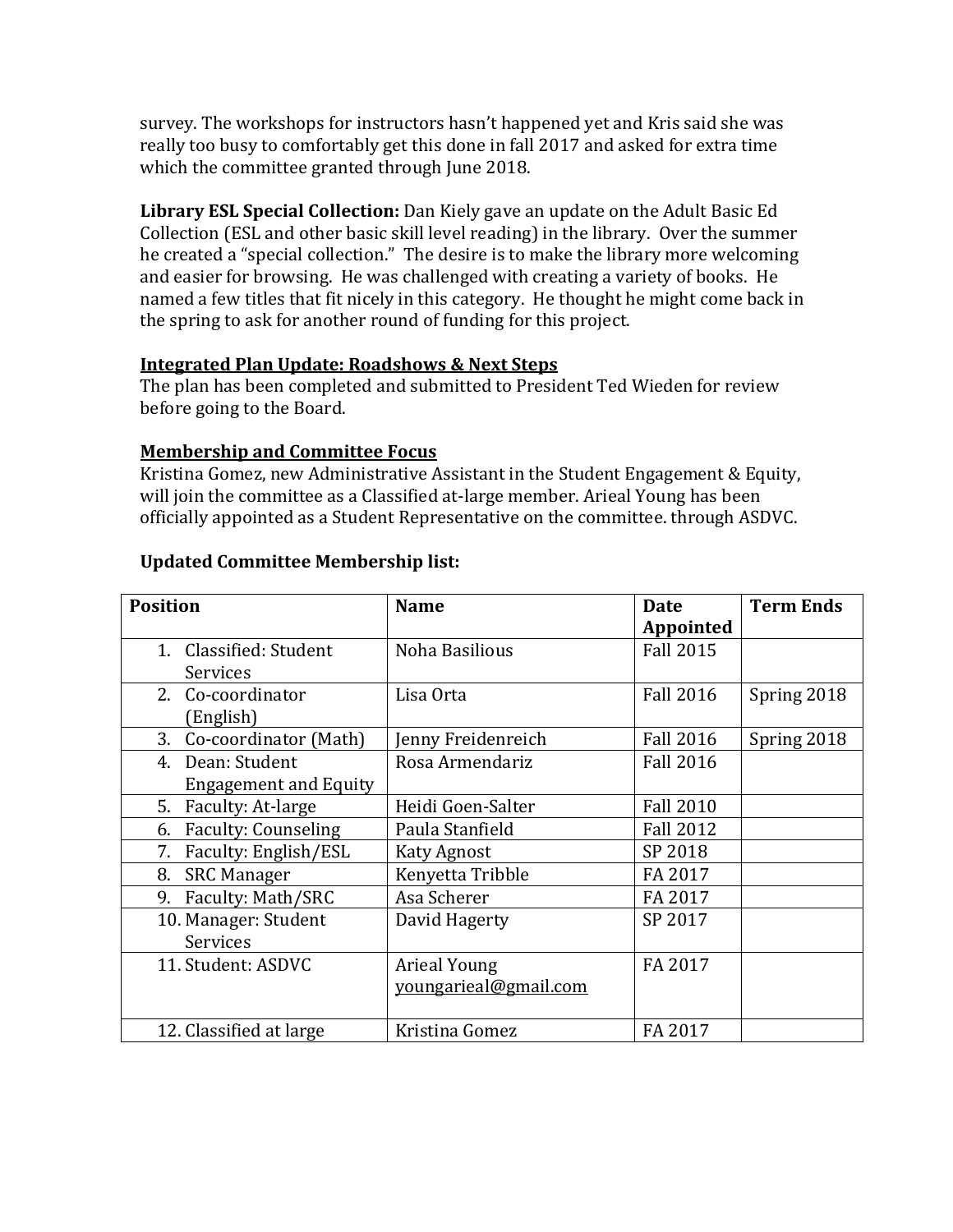survey. The workshops for instructors hasn't happened yet and Kris said she was really too busy to comfortably get this done in fall 2017 and asked for extra time which the committee granted through June 2018.

**Library ESL Special Collection:** Dan Kiely gave an update on the Adult Basic Ed Collection (ESL and other basic skill level reading) in the library. Over the summer he created a "special collection." The desire is to make the library more welcoming and easier for browsing. He was challenged with creating a variety of books. He named a few titles that fit nicely in this category. He thought he might come back in the spring to ask for another round of funding for this project.

**Integrated Plan Update: Roadshows & Next Steps**

The plan has been completed and submitted to President Ted Wieden for review before going to the Board.

**Membership and Committee Focus**

Kristina Gomez, new Administrative Assistant in the Student Engagement & Equity, will join the committee as a Classified at-large member. Arieal Young has been officially appointed as a Student Representative on the committee. through ASDVC.

**Updated Committee Membership list:**

| Position | Name | Date Appointed | Term Ends |
|---|---|---|---|
| 1. Classified: Student Services | Noha Basilious | Fall 2015 | |
| 2. Co-coordinator (English) | Lisa Orta | Fall 2016 | Spring 2018 |
| 3. Co-coordinator (Math) | Jenny Freidenreich | Fall 2016 | Spring 2018 |
| 4. Dean: Student Engagement and Equity | Rosa Armendariz | Fall 2016 | |
| 5. Faculty: At-large | Heidi Goen-Salter | Fall 2010 | |
| 6. Faculty: Counseling | Paula Stanfield | Fall 2012 | |
| 7. Faculty: English/ESL | Katy Agnost | SP 2018 | |
| 8. SRC Manager | Kenyetta Tribble | FA 2017 | |
| 9. Faculty: Math/SRC | Asa Scherer | FA 2017 | |
| 10. Manager: Student Services | David Hagerty | SP 2017 | |
| 11. Student: ASDVC | Arieal Young youngarieal@gmail.com | FA 2017 | |
| 12. Classified at large | Kristina Gomez | FA 2017 | |